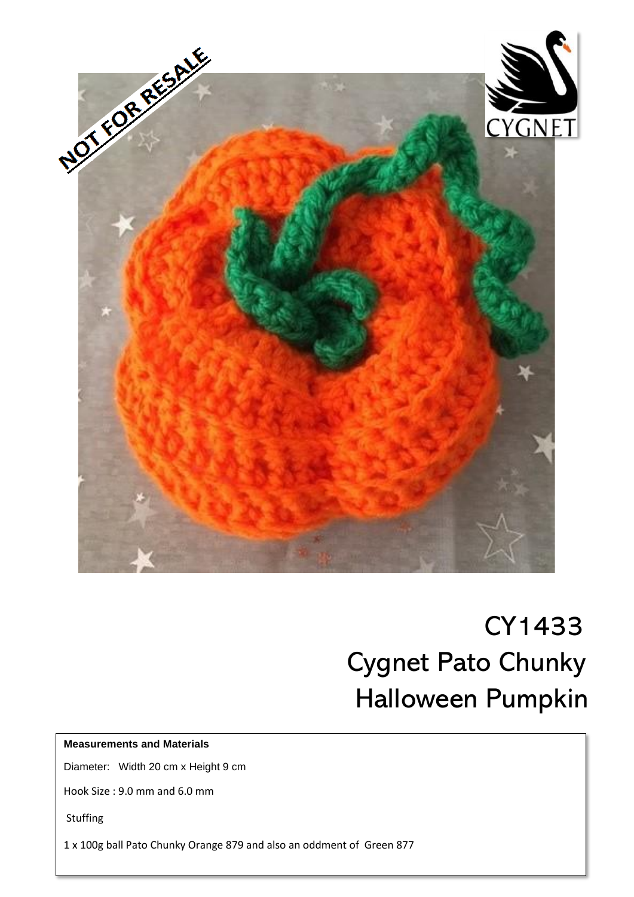NOT FOR RESALE

CYGNET

# CY1433
# Cygnet Pato Chunky
# Halloween Pumpkin

**Measurements and Materials**

Diameter: Width 20 cm x Height 9 cm

Hook Size : 9.0 mm and 6.0 mm

Stuffing

1 x 100g ball Pato Chunky Orange 879 and also an oddment of Green 877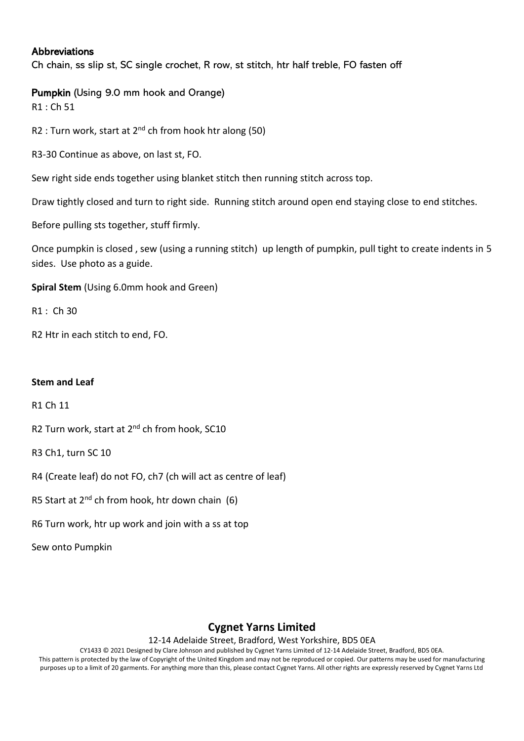## Abbreviations

Ch chain, ss slip st, SC single crochet, R row, st stitch, htr half treble, FO fasten off

## Pumpkin (Using 9.0 mm hook and Orange)

R1 : Ch 51

R2 : Turn work, start at 2nd ch from hook htr along (50)

R3-30 Continue as above, on last st, FO.

Sew right side ends together using blanket stitch then running stitch across top.

Draw tightly closed and turn to right side. Running stitch around open end staying close to end stitches.

Before pulling sts together, stuff firmly.

Once pumpkin is closed , sew (using a running stitch) up length of pumpkin, pull tight to create indents in 5 sides. Use photo as a guide.

**Spiral Stem** (Using 6.0mm hook and Green)

R1 : Ch 30

R2 Htr in each stitch to end, FO.

**Stem and Leaf**

R1 Ch 11

R2 Turn work, start at 2nd ch from hook, SC10

R3 Ch1, turn SC 10

R4 (Create leaf) do not FO, ch7 (ch will act as centre of leaf)

R5 Start at 2nd ch from hook, htr down chain (6)

R6 Turn work, htr up work and join with a ss at top

Sew onto Pumpkin

**Cygnet Yarns Limited**

12-14 Adelaide Street, Bradford, West Yorkshire, BD5 0EA

CY1433 © 2021 Designed by Clare Johnson and published by Cygnet Yarns Limited of 12-14 Adelaide Street, Bradford, BD5 0EA.
This pattern is protected by the law of Copyright of the United Kingdom and may not be reproduced or copied. Our patterns may be used for manufacturing purposes up to a limit of 20 garments. For anything more than this, please contact Cygnet Yarns. All other rights are expressly reserved by Cygnet Yarns Ltd